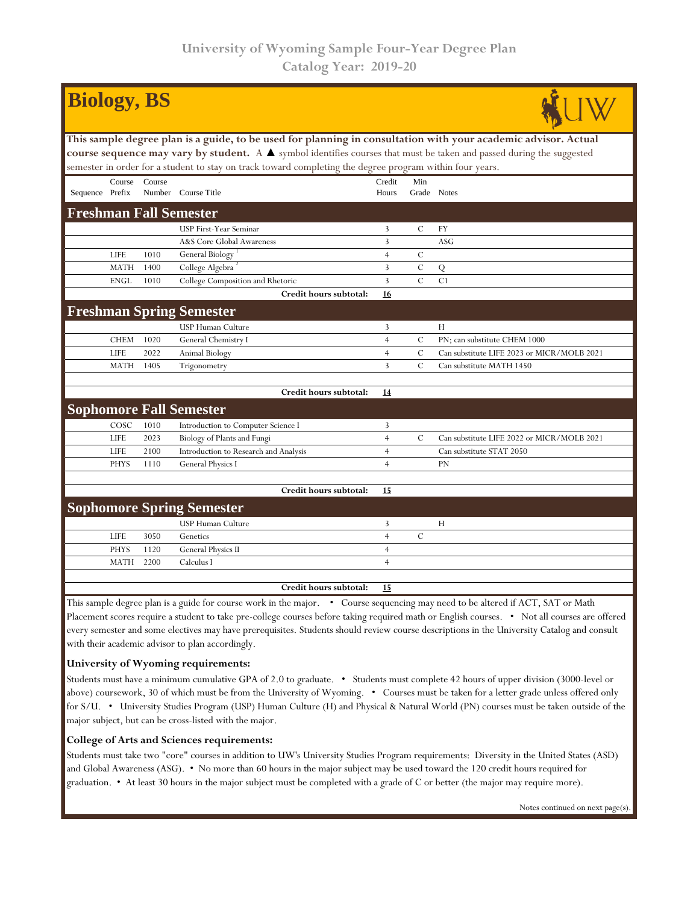# University of Wyoming Sample Four-Year Degree Plan
## Catalog Year: 2019-20

# Biology, BS

**This sample degree plan is a guide, to be used for planning in consultation with your academic advisor. Actual course sequence may vary by student.** A ▲ symbol identifies courses that must be taken and passed during the suggested semester in order for a student to stay on track toward completing the degree program within four years.

| Sequence | Course Prefix | Course Number | Course Title | Credit Hours | Min Grade | Notes |
|---|---|---|---|---|---|---|
| **Freshman Fall Semester** | | | | | | |
| | | | USP First-Year Seminar | 3 | C | FY |
| | | | A&S Core Global Awareness | 3 | | ASG |
| | LIFE | 1010 | General Biology [1] | 4 | C | |
| | MATH | 1400 | College Algebra [2] | 3 | C | Q |
| | ENGL | 1010 | College Composition and Rhetoric | 3 | C | C1 |
| | | | **Credit hours subtotal:** | **16** | | |
| **Freshman Spring Semester** | | | | | | |
| | | | USP Human Culture | 3 | | H |
| | CHEM | 1020 | General Chemistry I | 4 | C | PN; can substitute CHEM 1000 |
| | LIFE | 2022 | Animal Biology | 4 | C | Can substitute LIFE 2023 or MICR/MOLB 2021 |
| | MATH | 1405 | Trigonometry | 3 | C | Can substitute MATH 1450 |
| | | | **Credit hours subtotal:** | **14** | | |
| **Sophomore Fall Semester** | | | | | | |
| | COSC | 1010 | Introduction to Computer Science I | 3 | | |
| | LIFE | 2023 | Biology of Plants and Fungi | 4 | C | Can substitute LIFE 2022 or MICR/MOLB 2021 |
| | LIFE | 2100 | Introduction to Research and Analysis | 4 | | Can substitute STAT 2050 |
| | PHYS | 1110 | General Physics I | 4 | | PN |
| | | | **Credit hours subtotal:** | **15** | | |
| **Sophomore Spring Semester** | | | | | | |
| | | | USP Human Culture | 3 | | H |
| | LIFE | 3050 | Genetics | 4 | C | |
| | PHYS | 1120 | General Physics II | 4 | | |
| | MATH | 2200 | Calculus I | 4 | | |
| | | | **Credit hours subtotal:** | **15** | | |

This sample degree plan is a guide for course work in the major. • Course sequencing may need to be altered if ACT, SAT or Math Placement scores require a student to take pre-college courses before taking required math or English courses. • Not all courses are offered every semester and some electives may have prerequisites. Students should review course descriptions in the University Catalog and consult with their academic advisor to plan accordingly.

**University of Wyoming requirements:**

Students must have a minimum cumulative GPA of 2.0 to graduate. • Students must complete 42 hours of upper division (3000-level or above) coursework, 30 of which must be from the University of Wyoming. • Courses must be taken for a letter grade unless offered only for S/U. • University Studies Program (USP) Human Culture (H) and Physical & Natural World (PN) courses must be taken outside of the major subject, but can be cross-listed with the major.

**College of Arts and Sciences requirements:**

Students must take two "core" courses in addition to UW's University Studies Program requirements: Diversity in the United States (ASD) and Global Awareness (ASG). • No more than 60 hours in the major subject may be used toward the 120 credit hours required for graduation. • At least 30 hours in the major subject must be completed with a grade of C or better (the major may require more).

Notes continued on next page(s).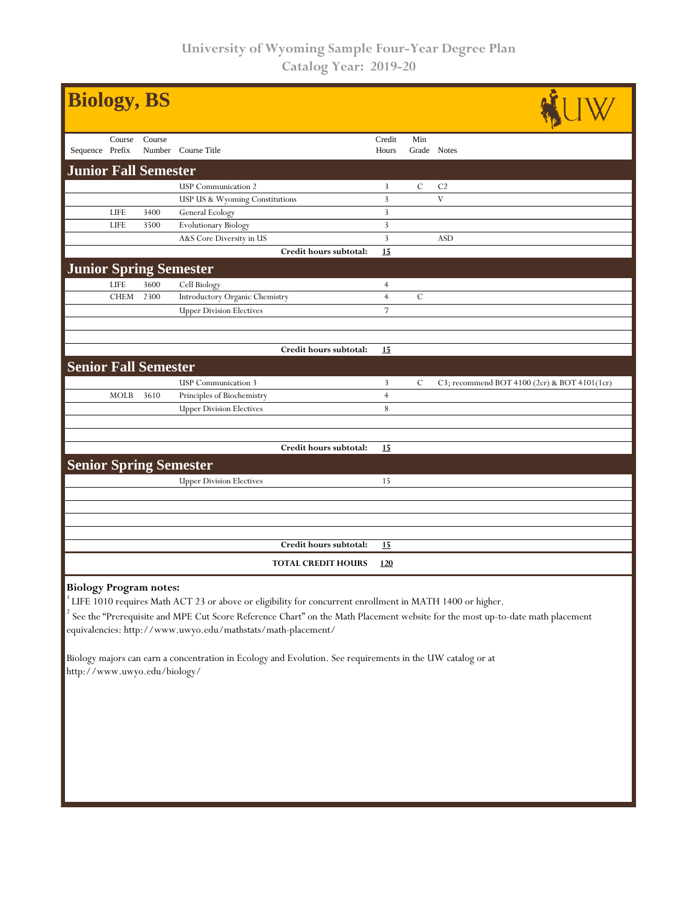# University of Wyoming Sample Four-Year Degree Plan
## Catalog Year: 2019-20

## Biology, BS

| Sequence | Course Prefix | Course Number | Course Title | Credit Hours | Min Grade | Notes |
|---|---|---|---|---|---|---|
| **Junior Fall Semester** | | | | | | |
| | | | USP Communication 2 | 3 | C | C2 |
| | | | USP US & Wyoming Constitutions | 3 | | V |
| | LIFE | 3400 | General Ecology | 3 | | |
| | LIFE | 3500 | Evolutionary Biology | 3 | | |
| | | | A&S Core Diversity in US | 3 | | ASD |
| | | | **Credit hours subtotal:** | **15** | | |
| **Junior Spring Semester** | | | | | | |
| | LIFE | 3600 | Cell Biology | 4 | | |
| | CHEM | 2300 | Introductory Organic Chemistry | 4 | C | |
| | | | Upper Division Electives | 7 | | |
| | | | **Credit hours subtotal:** | **15** | | |
| **Senior Fall Semester** | | | | | | |
| | | | USP Communication 3 | 3 | C | C3; recommend BOT 4100 (2cr) & BOT 4101(1cr) |
| | MOLB | 3610 | Principles of Biochemistry | 4 | | |
| | | | Upper Division Electives | 8 | | |
| | | | **Credit hours subtotal:** | **15** | | |
| **Senior Spring Semester** | | | | | | |
| | | | Upper Division Electives | 15 | | |
| | | | **Credit hours subtotal:** | **15** | | |
| | | | **TOTAL CREDIT HOURS** | **120** | | |

**Biology Program notes:**

[1] LIFE 1010 requires Math ACT 23 or above or eligibility for concurrent enrollment in MATH 1400 or higher.

[2] See the "Prerequisite and MPE Cut Score Reference Chart" on the Math Placement website for the most up-to-date math placement equivalencies: http://www.uwyo.edu/mathstats/math-placement/

Biology majors can earn a concentration in Ecology and Evolution. See requirements in the UW catalog or at http://www.uwyo.edu/biology/